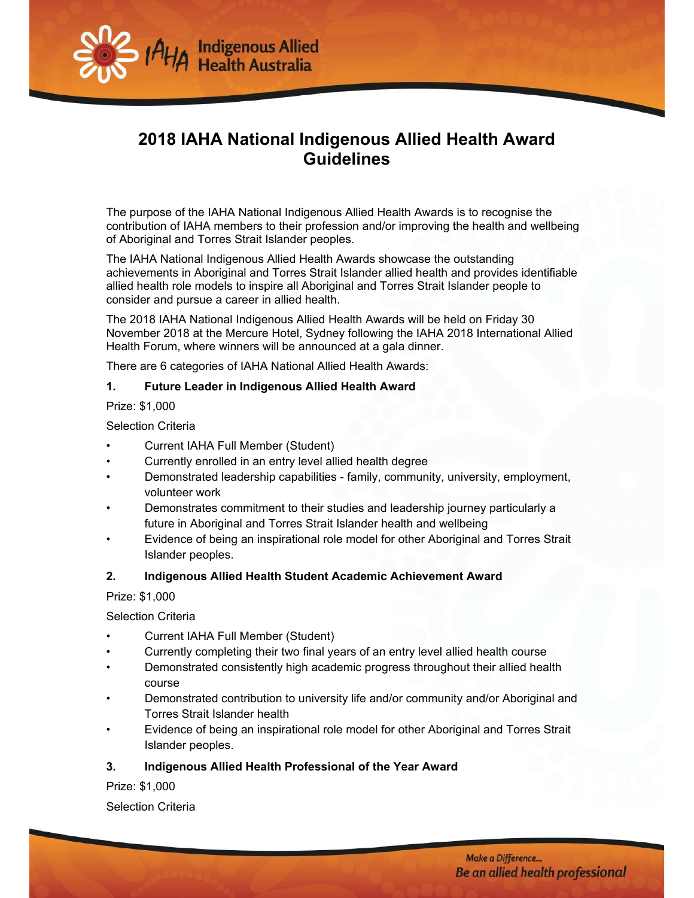# 2018 IAHA National Indigenous Allied Health Award Guidelines

The purpose of the IAHA National Indigenous Allied Health Awards is to recognise the contribution of IAHA members to their profession and/or improving the health and wellbeing of Aboriginal and Torres Strait Islander peoples.

The IAHA National Indigenous Allied Health Awards showcase the outstanding achievements in Aboriginal and Torres Strait Islander allied health and provides identifiable allied health role models to inspire all Aboriginal and Torres Strait Islander people to consider and pursue a career in allied health.

The 2018 IAHA National Indigenous Allied Health Awards will be held on Friday 30 November 2018 at the Mercure Hotel, Sydney following the IAHA 2018 International Allied Health Forum, where winners will be announced at a gala dinner.

There are 6 categories of IAHA National Allied Health Awards:

**1. Future Leader in Indigenous Allied Health Award**

Prize: $1,000

Selection Criteria

- Current IAHA Full Member (Student)
- Currently enrolled in an entry level allied health degree
- Demonstrated leadership capabilities - family, community, university, employment, volunteer work
- Demonstrates commitment to their studies and leadership journey particularly a future in Aboriginal and Torres Strait Islander health and wellbeing
- Evidence of being an inspirational role model for other Aboriginal and Torres Strait Islander peoples.

**2. Indigenous Allied Health Student Academic Achievement Award**

Prize: $1,000

Selection Criteria

- Current IAHA Full Member (Student)
- Currently completing their two final years of an entry level allied health course
- Demonstrated consistently high academic progress throughout their allied health course
- Demonstrated contribution to university life and/or community and/or Aboriginal and Torres Strait Islander health
- Evidence of being an inspirational role model for other Aboriginal and Torres Strait Islander peoples.

**3. Indigenous Allied Health Professional of the Year Award**

Prize: $1,000

Selection Criteria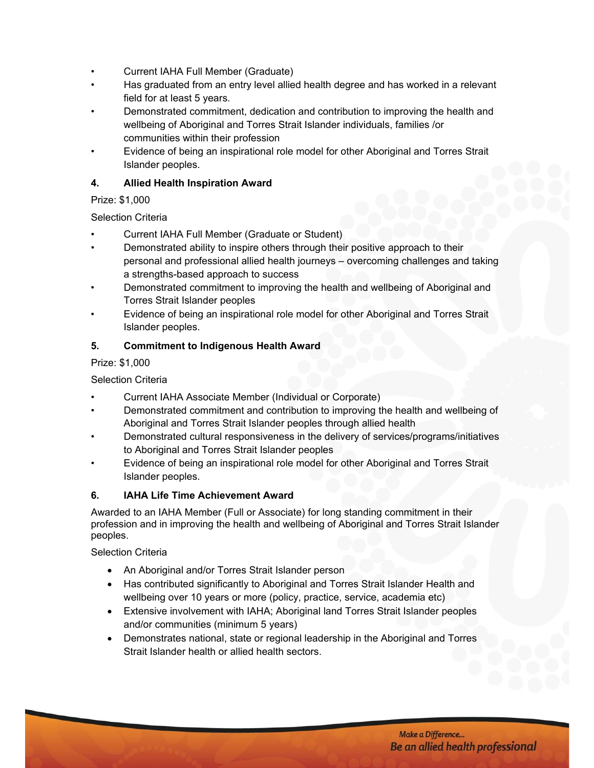- Current IAHA Full Member (Graduate)
- Has graduated from an entry level allied health degree and has worked in a relevant field for at least 5 years.
- Demonstrated commitment, dedication and contribution to improving the health and wellbeing of Aboriginal and Torres Strait Islander individuals, families /or communities within their profession
- Evidence of being an inspirational role model for other Aboriginal and Torres Strait Islander peoples.

### 4. Allied Health Inspiration Award

Prize: $1,000

Selection Criteria

- Current IAHA Full Member (Graduate or Student)
- Demonstrated ability to inspire others through their positive approach to their personal and professional allied health journeys – overcoming challenges and taking a strengths-based approach to success
- Demonstrated commitment to improving the health and wellbeing of Aboriginal and Torres Strait Islander peoples
- Evidence of being an inspirational role model for other Aboriginal and Torres Strait Islander peoples.

### 5. Commitment to Indigenous Health Award

Prize: $1,000

Selection Criteria

- Current IAHA Associate Member (Individual or Corporate)
- Demonstrated commitment and contribution to improving the health and wellbeing of Aboriginal and Torres Strait Islander peoples through allied health
- Demonstrated cultural responsiveness in the delivery of services/programs/initiatives to Aboriginal and Torres Strait Islander peoples
- Evidence of being an inspirational role model for other Aboriginal and Torres Strait Islander peoples.

### 6. IAHA Life Time Achievement Award

Awarded to an IAHA Member (Full or Associate) for long standing commitment in their profession and in improving the health and wellbeing of Aboriginal and Torres Strait Islander peoples.

Selection Criteria

- An Aboriginal and/or Torres Strait Islander person
- Has contributed significantly to Aboriginal and Torres Strait Islander Health and wellbeing over 10 years or more (policy, practice, service, academia etc)
- Extensive involvement with IAHA; Aboriginal land Torres Strait Islander peoples and/or communities (minimum 5 years)
- Demonstrates national, state or regional leadership in the Aboriginal and Torres Strait Islander health or allied health sectors.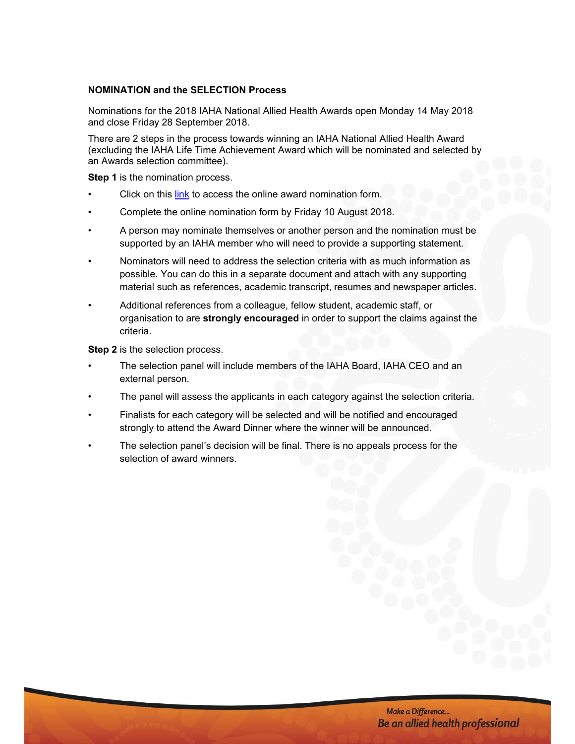**NOMINATION and the SELECTION Process**

Nominations for the 2018 IAHA National Allied Health Awards open Monday 14 May 2018 and close Friday 28 September 2018.

There are 2 steps in the process towards winning an IAHA National Allied Health Award (excluding the IAHA Life Time Achievement Award which will be nominated and selected by an Awards selection committee).

**Step 1** is the nomination process.

- Click on this link to access the online award nomination form.
- Complete the online nomination form by Friday 10 August 2018.
- A person may nominate themselves or another person and the nomination must be supported by an IAHA member who will need to provide a supporting statement.
- Nominators will need to address the selection criteria with as much information as possible. You can do this in a separate document and attach with any supporting material such as references, academic transcript, resumes and newspaper articles.
- Additional references from a colleague, fellow student, academic staff, or organisation to are **strongly encouraged** in order to support the claims against the criteria.

**Step 2** is the selection process.

- The selection panel will include members of the IAHA Board, IAHA CEO and an external person.
- The panel will assess the applicants in each category against the selection criteria.
- Finalists for each category will be selected and will be notified and encouraged strongly to attend the Award Dinner where the winner will be announced.
- The selection panel's decision will be final. There is no appeals process for the selection of award winners.